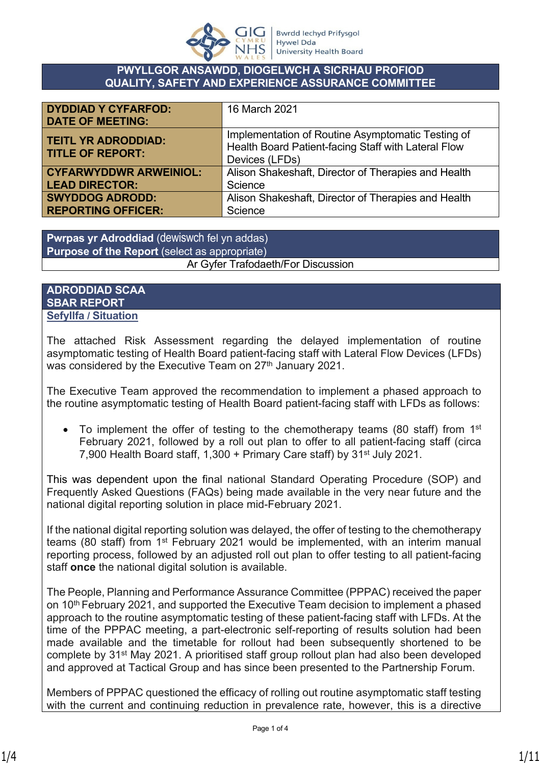GIG CYMRU NHS WALES | Bwrdd Iechyd Prifysgol Hywel Dda University Health Board

# PWYLLGOR ANSAWDD, DIOGELWCH A SICRHAU PROFIOD
# QUALITY, SAFETY AND EXPERIENCE ASSURANCE COMMITTEE

| | |
|---|---|
| **DYDDIAD Y CYFARFOD: DATE OF MEETING:** | 16 March 2021 |
| **TEITL YR ADRODDIAD: TITLE OF REPORT:** | Implementation of Routine Asymptomatic Testing of Health Board Patient-facing Staff with Lateral Flow Devices (LFDs) |
| **CYFARWYDDWR ARWEINIOL: LEAD DIRECTOR:** | Alison Shakeshaft, Director of Therapies and Health Science |
| **SWYDDOG ADRODD: REPORTING OFFICER:** | Alison Shakeshaft, Director of Therapies and Health Science |

| **Pwrpas yr Adroddiad** (dewiswch fel yn addas) **Purpose of the Report** (select as appropriate) |
|---|
| Ar Gyfer Trafodaeth/For Discussion |

## ADRODDIAD SCAA
## SBAR REPORT

**Sefyllfa / Situation**

The attached Risk Assessment regarding the delayed implementation of routine asymptomatic testing of Health Board patient-facing staff with Lateral Flow Devices (LFDs) was considered by the Executive Team on 27th January 2021.

The Executive Team approved the recommendation to implement a phased approach to the routine asymptomatic testing of Health Board patient-facing staff with LFDs as follows:

- To implement the offer of testing to the chemotherapy teams (80 staff) from 1st February 2021, followed by a roll out plan to offer to all patient-facing staff (circa 7,900 Health Board staff, 1,300 + Primary Care staff) by 31st July 2021.

This was dependent upon the final national Standard Operating Procedure (SOP) and Frequently Asked Questions (FAQs) being made available in the very near future and the national digital reporting solution in place mid-February 2021.

If the national digital reporting solution was delayed, the offer of testing to the chemotherapy teams (80 staff) from 1st February 2021 would be implemented, with an interim manual reporting process, followed by an adjusted roll out plan to offer testing to all patient-facing staff **once** the national digital solution is available.

The People, Planning and Performance Assurance Committee (PPPAC) received the paper on 10th February 2021, and supported the Executive Team decision to implement a phased approach to the routine asymptomatic testing of these patient-facing staff with LFDs. At the time of the PPPAC meeting, a part-electronic self-reporting of results solution had been made available and the timetable for rollout had been subsequently shortened to be complete by 31st May 2021. A prioritised staff group rollout plan had also been developed and approved at Tactical Group and has since been presented to the Partnership Forum.

Members of PPPAC questioned the efficacy of rolling out routine asymptomatic staff testing with the current and continuing reduction in prevalence rate, however, this is a directive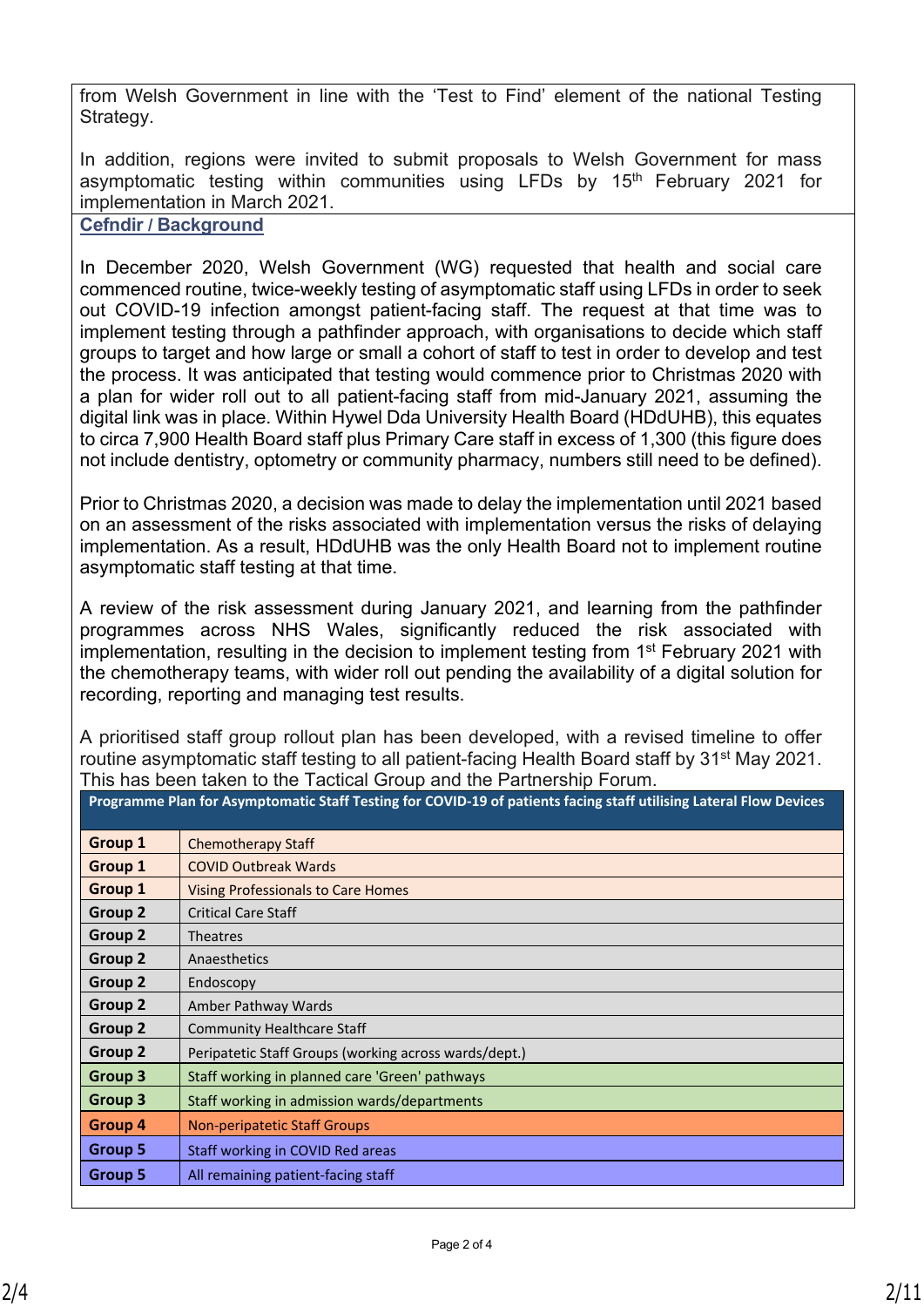from Welsh Government in line with the 'Test to Find' element of the national Testing Strategy.

In addition, regions were invited to submit proposals to Welsh Government for mass asymptomatic testing within communities using LFDs by 15th February 2021 for implementation in March 2021.

## Cefndir / Background

In December 2020, Welsh Government (WG) requested that health and social care commenced routine, twice-weekly testing of asymptomatic staff using LFDs in order to seek out COVID-19 infection amongst patient-facing staff. The request at that time was to implement testing through a pathfinder approach, with organisations to decide which staff groups to target and how large or small a cohort of staff to test in order to develop and test the process. It was anticipated that testing would commence prior to Christmas 2020 with a plan for wider roll out to all patient-facing staff from mid-January 2021, assuming the digital link was in place. Within Hywel Dda University Health Board (HDdUHB), this equates to circa 7,900 Health Board staff plus Primary Care staff in excess of 1,300 (this figure does not include dentistry, optometry or community pharmacy, numbers still need to be defined).

Prior to Christmas 2020, a decision was made to delay the implementation until 2021 based on an assessment of the risks associated with implementation versus the risks of delaying implementation. As a result, HDdUHB was the only Health Board not to implement routine asymptomatic staff testing at that time.

A review of the risk assessment during January 2021, and learning from the pathfinder programmes across NHS Wales, significantly reduced the risk associated with implementation, resulting in the decision to implement testing from 1st February 2021 with the chemotherapy teams, with wider roll out pending the availability of a digital solution for recording, reporting and managing test results.

A prioritised staff group rollout plan has been developed, with a revised timeline to offer routine asymptomatic staff testing to all patient-facing Health Board staff by 31st May 2021. This has been taken to the Tactical Group and the Partnership Forum.

| Programme Plan for Asymptomatic Staff Testing for COVID-19 of patients facing staff utilising Lateral Flow Devices | |
|---|---|
| **Group 1** | Chemotherapy Staff |
| **Group 1** | COVID Outbreak Wards |
| **Group 1** | Vising Professionals to Care Homes |
| **Group 2** | Critical Care Staff |
| **Group 2** | Theatres |
| **Group 2** | Anaesthetics |
| **Group 2** | Endoscopy |
| **Group 2** | Amber Pathway Wards |
| **Group 2** | Community Healthcare Staff |
| **Group 2** | Peripatetic Staff Groups (working across wards/dept.) |
| **Group 3** | Staff working in planned care 'Green' pathways |
| **Group 3** | Staff working in admission wards/departments |
| **Group 4** | Non-peripatetic Staff Groups |
| **Group 5** | Staff working in COVID Red areas |
| **Group 5** | All remaining patient-facing staff |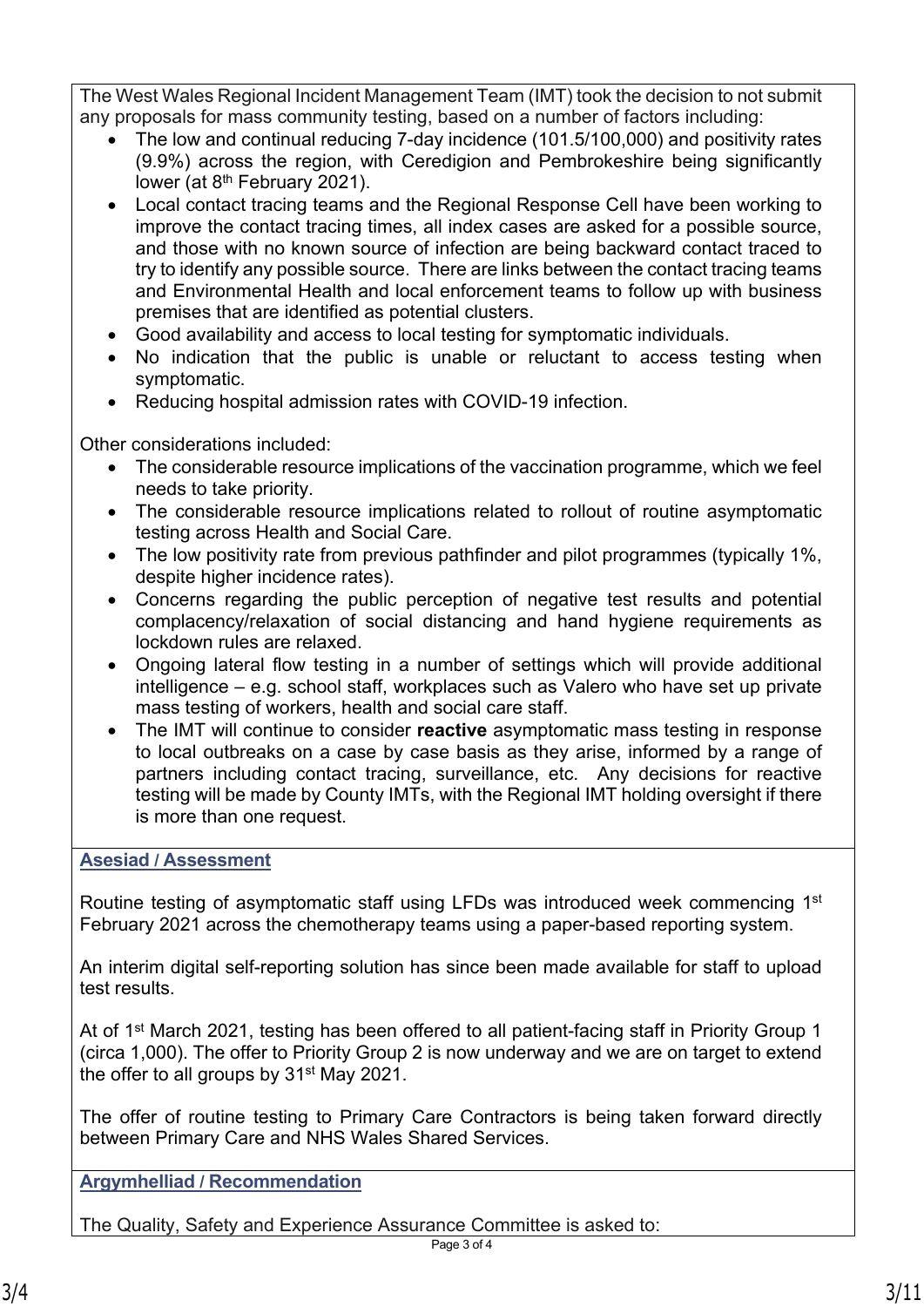The West Wales Regional Incident Management Team (IMT) took the decision to not submit any proposals for mass community testing, based on a number of factors including:

- The low and continual reducing 7-day incidence (101.5/100,000) and positivity rates (9.9%) across the region, with Ceredigion and Pembrokeshire being significantly lower (at 8th February 2021).
- Local contact tracing teams and the Regional Response Cell have been working to improve the contact tracing times, all index cases are asked for a possible source, and those with no known source of infection are being backward contact traced to try to identify any possible source. There are links between the contact tracing teams and Environmental Health and local enforcement teams to follow up with business premises that are identified as potential clusters.
- Good availability and access to local testing for symptomatic individuals.
- No indication that the public is unable or reluctant to access testing when symptomatic.
- Reducing hospital admission rates with COVID-19 infection.

Other considerations included:

- The considerable resource implications of the vaccination programme, which we feel needs to take priority.
- The considerable resource implications related to rollout of routine asymptomatic testing across Health and Social Care.
- The low positivity rate from previous pathfinder and pilot programmes (typically 1%, despite higher incidence rates).
- Concerns regarding the public perception of negative test results and potential complacency/relaxation of social distancing and hand hygiene requirements as lockdown rules are relaxed.
- Ongoing lateral flow testing in a number of settings which will provide additional intelligence – e.g. school staff, workplaces such as Valero who have set up private mass testing of workers, health and social care staff.
- The IMT will continue to consider **reactive** asymptomatic mass testing in response to local outbreaks on a case by case basis as they arise, informed by a range of partners including contact tracing, surveillance, etc. Any decisions for reactive testing will be made by County IMTs, with the Regional IMT holding oversight if there is more than one request.

## Asesiad / Assessment

Routine testing of asymptomatic staff using LFDs was introduced week commencing 1st February 2021 across the chemotherapy teams using a paper-based reporting system.

An interim digital self-reporting solution has since been made available for staff to upload test results.

At of 1st March 2021, testing has been offered to all patient-facing staff in Priority Group 1 (circa 1,000). The offer to Priority Group 2 is now underway and we are on target to extend the offer to all groups by 31st May 2021.

The offer of routine testing to Primary Care Contractors is being taken forward directly between Primary Care and NHS Wales Shared Services.

## Argymhelliad / Recommendation

The Quality, Safety and Experience Assurance Committee is asked to: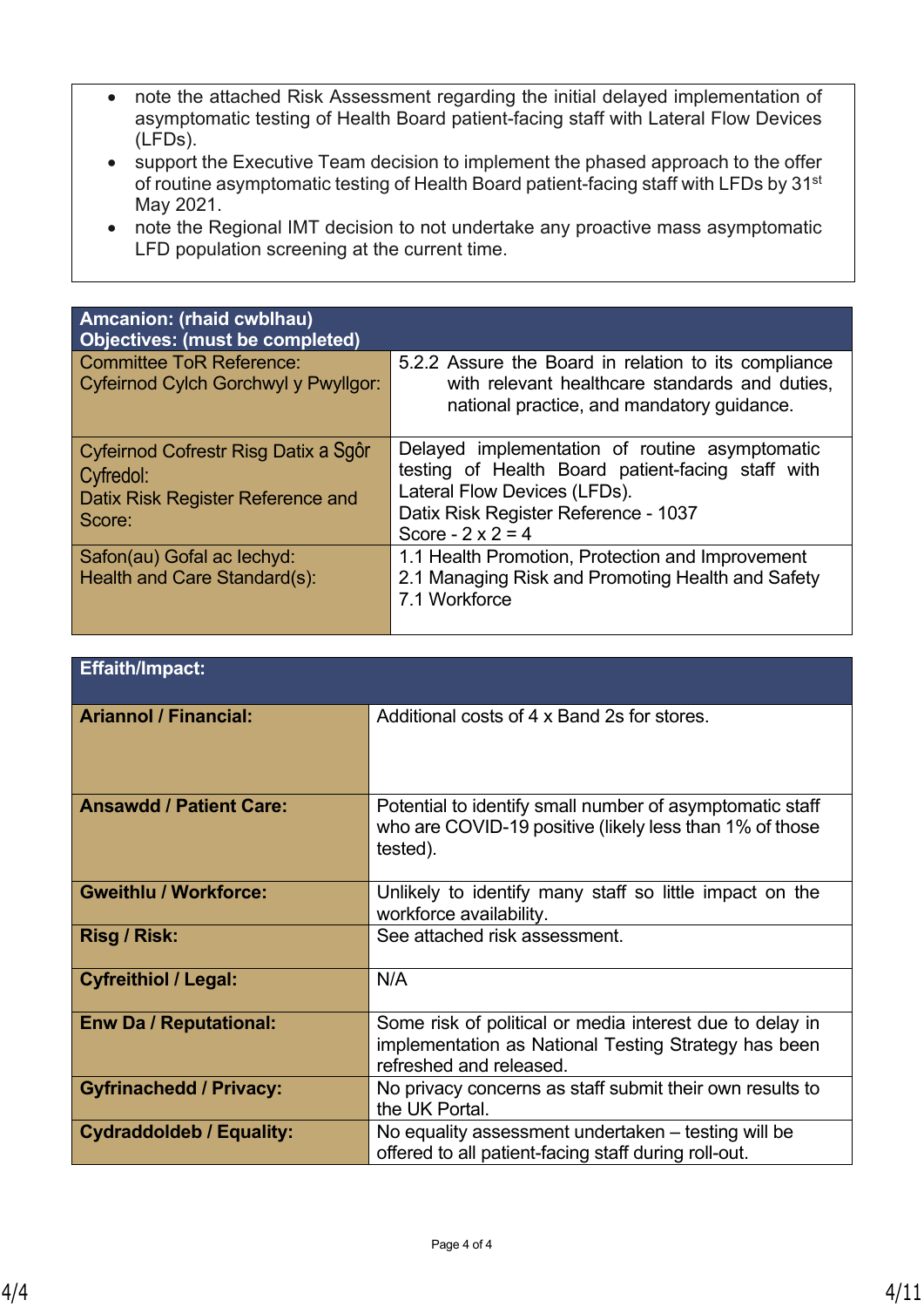- note the attached Risk Assessment regarding the initial delayed implementation of asymptomatic testing of Health Board patient-facing staff with Lateral Flow Devices (LFDs).
- support the Executive Team decision to implement the phased approach to the offer of routine asymptomatic testing of Health Board patient-facing staff with LFDs by 31st May 2021.
- note the Regional IMT decision to not undertake any proactive mass asymptomatic LFD population screening at the current time.

| **Amcanion: (rhaid cwblhau)**<br>**Objectives: (must be completed)** | |
|---|---|
| Committee ToR Reference:<br>Cyfeirnod Cylch Gorchwyl y Pwyllgor: | 5.2.2 Assure the Board in relation to its compliance with relevant healthcare standards and duties, national practice, and mandatory guidance. |
| Cyfeirnod Cofrestr Risg Datix a Sgôr Cyfredol:<br>Datix Risk Register Reference and Score: | Delayed implementation of routine asymptomatic testing of Health Board patient-facing staff with Lateral Flow Devices (LFDs).<br>Datix Risk Register Reference - 1037<br>Score - 2 x 2 = 4 |
| Safon(au) Gofal ac Iechyd:<br>Health and Care Standard(s): | 1.1 Health Promotion, Protection and Improvement<br>2.1 Managing Risk and Promoting Health and Safety<br>7.1 Workforce |

| **Effaith/Impact:** | |
|---|---|
| **Ariannol / Financial:** | Additional costs of 4 x Band 2s for stores. |
| **Ansawdd / Patient Care:** | Potential to identify small number of asymptomatic staff who are COVID-19 positive (likely less than 1% of those tested). |
| **Gweithlu / Workforce:** | Unlikely to identify many staff so little impact on the workforce availability. |
| **Risg / Risk:** | See attached risk assessment. |
| **Cyfreithiol / Legal:** | N/A |
| **Enw Da / Reputational:** | Some risk of political or media interest due to delay in implementation as National Testing Strategy has been refreshed and released. |
| **Gyfrinachedd / Privacy:** | No privacy concerns as staff submit their own results to the UK Portal. |
| **Cydraddoldeb / Equality:** | No equality assessment undertaken – testing will be offered to all patient-facing staff during roll-out. |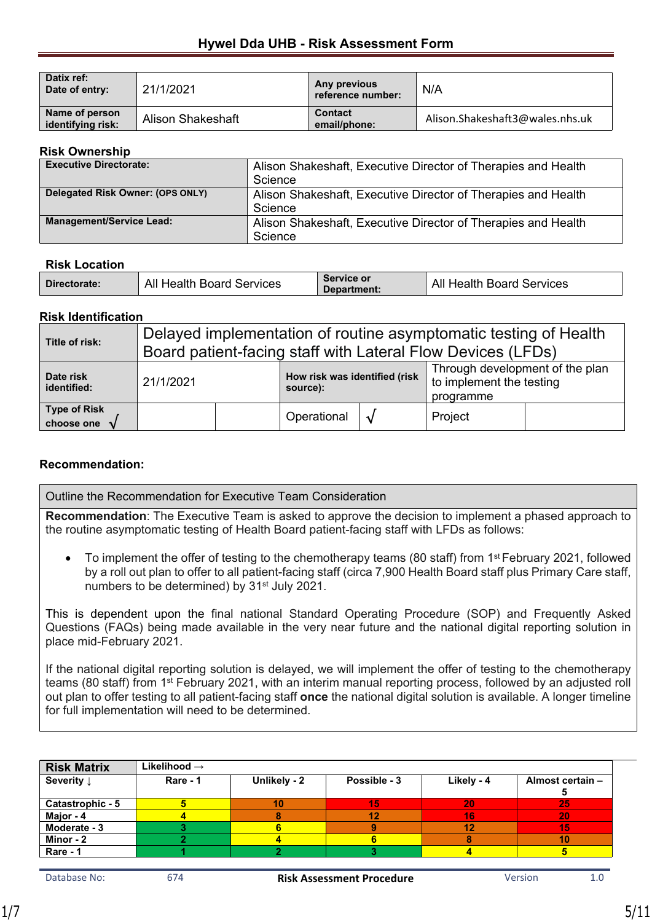## Hywel Dda UHB - Risk Assessment Form

| Datix ref: Date of entry: | 21/1/2021 | Any previous reference number: | N/A |
|---|---|---|---|
| Name of person identifying risk: | Alison Shakeshaft | Contact email/phone: | Alison.Shakeshaft3@wales.nhs.uk |

### Risk Ownership

| Executive Directorate: | Alison Shakeshaft, Executive Director of Therapies and Health Science |
|---|---|
| Delegated Risk Owner: (OPS ONLY) | Alison Shakeshaft, Executive Director of Therapies and Health Science |
| Management/Service Lead: | Alison Shakeshaft, Executive Director of Therapies and Health Science |

### Risk Location

| Directorate: | All Health Board Services | Service or Department: | All Health Board Services |
|---|---|---|---|

### Risk Identification

| Title of risk: | Delayed implementation of routine asymptomatic testing of Health Board patient-facing staff with Lateral Flow Devices (LFDs) | | | | |
|---|---|---|---|---|---|
| Date risk identified: | 21/1/2021 | How risk was identified (risk source): | | Through development of the plan to implement the testing programme | |
| Type of Risk choose one √ | | | Operational | √ | Project | |

### Recommendation:

| Outline the Recommendation for Executive Team Consideration |
|---|
| **Recommendation**: The Executive Team is asked to approve the decision to implement a phased approach to the routine asymptomatic testing of Health Board patient-facing staff with LFDs as follows:<br><br>• To implement the offer of testing to the chemotherapy teams (80 staff) from 1st February 2021, followed by a roll out plan to offer to all patient-facing staff (circa 7,900 Health Board staff plus Primary Care staff, numbers to be determined) by 31st July 2021.<br><br>This is dependent upon the final national Standard Operating Procedure (SOP) and Frequently Asked Questions (FAQs) being made available in the very near future and the national digital reporting solution in place mid-February 2021.<br><br>If the national digital reporting solution is delayed, we will implement the offer of testing to the chemotherapy teams (80 staff) from 1st February 2021, with an interim manual reporting process, followed by an adjusted roll out plan to offer testing to all patient-facing staff **once** the national digital solution is available. A longer timeline for full implementation will need to be determined. |

| Risk Matrix | Likelihood → | | | | |
|---|---|---|---|---|---|
| Severity ↓ | Rare - 1 | Unlikely - 2 | Possible - 3 | Likely - 4 | Almost certain – 5 |
| Catastrophic - 5 | 5 | 10 | 15 | 20 | 25 |
| Major - 4 | 4 | 8 | 12 | 16 | 20 |
| Moderate - 3 | 3 | 6 | 9 | 12 | 15 |
| Minor - 2 | 2 | 4 | 6 | 8 | 10 |
| Rare - 1 | 1 | 2 | 3 | 4 | 5 |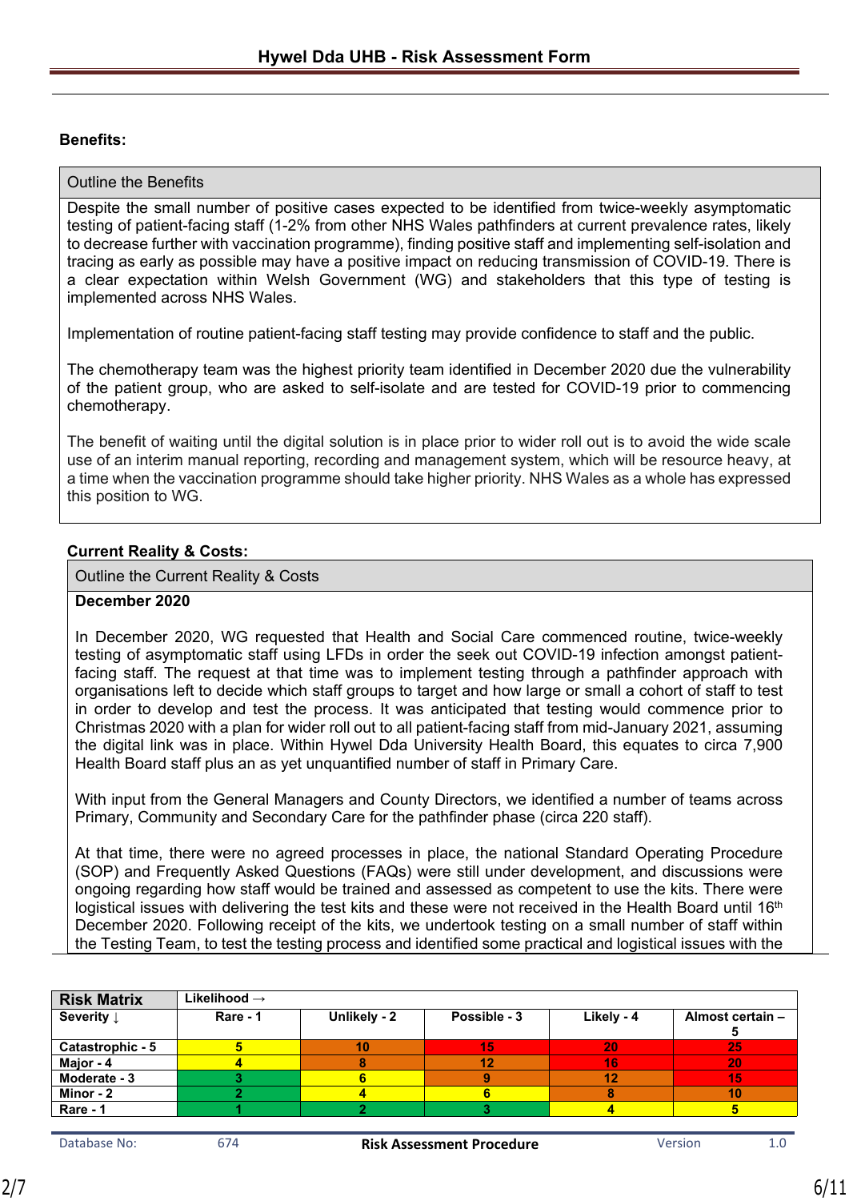**Benefits:**

| Outline the Benefits |
|---|
| Despite the small number of positive cases expected to be identified from twice-weekly asymptomatic testing of patient-facing staff (1-2% from other NHS Wales pathfinders at current prevalence rates, likely to decrease further with vaccination programme), finding positive staff and implementing self-isolation and tracing as early as possible may have a positive impact on reducing transmission of COVID-19. There is a clear expectation within Welsh Government (WG) and stakeholders that this type of testing is implemented across NHS Wales.<br><br>Implementation of routine patient-facing staff testing may provide confidence to staff and the public.<br><br>The chemotherapy team was the highest priority team identified in December 2020 due the vulnerability of the patient group, who are asked to self-isolate and are tested for COVID-19 prior to commencing chemotherapy.<br><br>The benefit of waiting until the digital solution is in place prior to wider roll out is to avoid the wide scale use of an interim manual reporting, recording and management system, which will be resource heavy, at a time when the vaccination programme should take higher priority. NHS Wales as a whole has expressed this position to WG. |

**Current Reality & Costs:**

| Outline the Current Reality & Costs |
|---|
| **December 2020**<br><br>In December 2020, WG requested that Health and Social Care commenced routine, twice-weekly testing of asymptomatic staff using LFDs in order the seek out COVID-19 infection amongst patient-facing staff. The request at that time was to implement testing through a pathfinder approach with organisations left to decide which staff groups to target and how large or small a cohort of staff to test in order to develop and test the process. It was anticipated that testing would commence prior to Christmas 2020 with a plan for wider roll out to all patient-facing staff from mid-January 2021, assuming the digital link was in place. Within Hywel Dda University Health Board, this equates to circa 7,900 Health Board staff plus an as yet unquantified number of staff in Primary Care.<br><br>With input from the General Managers and County Directors, we identified a number of teams across Primary, Community and Secondary Care for the pathfinder phase (circa 220 staff).<br><br>At that time, there were no agreed processes in place, the national Standard Operating Procedure (SOP) and Frequently Asked Questions (FAQs) were still under development, and discussions were ongoing regarding how staff would be trained and assessed as competent to use the kits. There were logistical issues with delivering the test kits and these were not received in the Health Board until 16th December 2020. Following receipt of the kits, we undertook testing on a small number of staff within the Testing Team, to test the testing process and identified some practical and logistical issues with the |

| **Risk Matrix** | Likelihood → | | | | |
|---|---|---|---|---|---|
| **Severity ↓** | **Rare - 1** | **Unlikely - 2** | **Possible - 3** | **Likely - 4** | **Almost certain – 5** |
| **Catastrophic - 5** | 5 | 10 | 15 | 20 | 25 |
| **Major - 4** | 4 | 8 | 12 | 16 | 20 |
| **Moderate - 3** | 3 | 6 | 9 | 12 | 15 |
| **Minor - 2** | 2 | 4 | 6 | 8 | 10 |
| **Rare - 1** | 1 | 2 | 3 | 4 | 5 |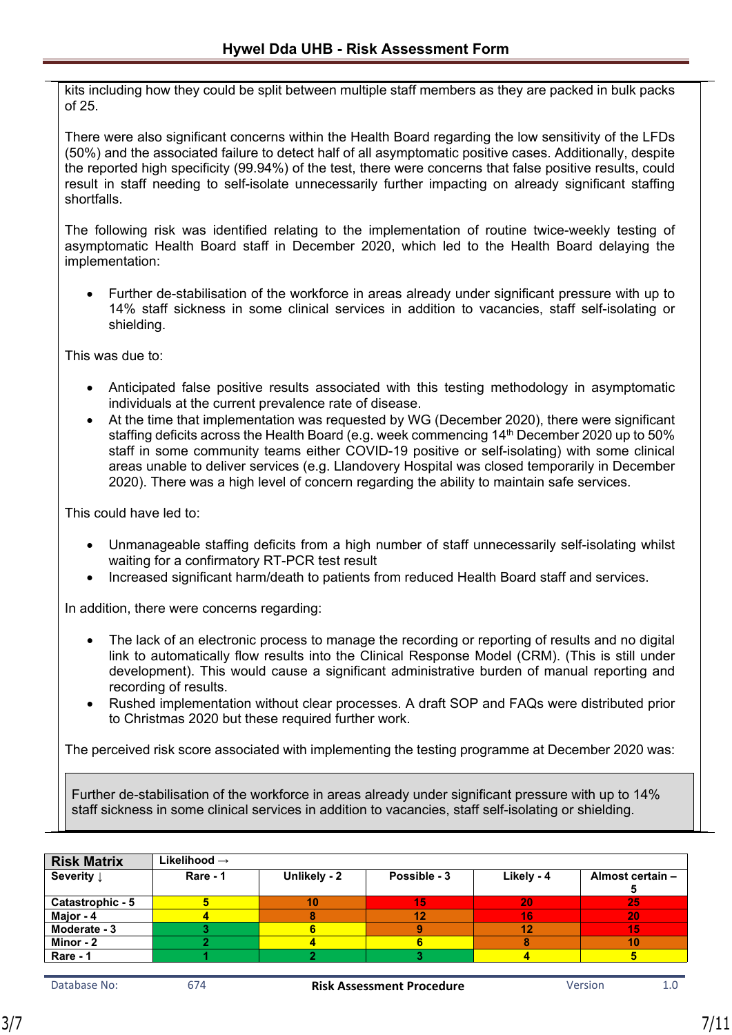kits including how they could be split between multiple staff members as they are packed in bulk packs of 25.

There were also significant concerns within the Health Board regarding the low sensitivity of the LFDs (50%) and the associated failure to detect half of all asymptomatic positive cases. Additionally, despite the reported high specificity (99.94%) of the test, there were concerns that false positive results, could result in staff needing to self-isolate unnecessarily further impacting on already significant staffing shortfalls.

The following risk was identified relating to the implementation of routine twice-weekly testing of asymptomatic Health Board staff in December 2020, which led to the Health Board delaying the implementation:

- Further de-stabilisation of the workforce in areas already under significant pressure with up to 14% staff sickness in some clinical services in addition to vacancies, staff self-isolating or shielding.

This was due to:

- Anticipated false positive results associated with this testing methodology in asymptomatic individuals at the current prevalence rate of disease.
- At the time that implementation was requested by WG (December 2020), there were significant staffing deficits across the Health Board (e.g. week commencing 14th December 2020 up to 50% staff in some community teams either COVID-19 positive or self-isolating) with some clinical areas unable to deliver services (e.g. Llandovery Hospital was closed temporarily in December 2020). There was a high level of concern regarding the ability to maintain safe services.

This could have led to:

- Unmanageable staffing deficits from a high number of staff unnecessarily self-isolating whilst waiting for a confirmatory RT-PCR test result
- Increased significant harm/death to patients from reduced Health Board staff and services.

In addition, there were concerns regarding:

- The lack of an electronic process to manage the recording or reporting of results and no digital link to automatically flow results into the Clinical Response Model (CRM). (This is still under development). This would cause a significant administrative burden of manual reporting and recording of results.
- Rushed implementation without clear processes. A draft SOP and FAQs were distributed prior to Christmas 2020 but these required further work.

The perceived risk score associated with implementing the testing programme at December 2020 was:

> Further de-stabilisation of the workforce in areas already under significant pressure with up to 14% staff sickness in some clinical services in addition to vacancies, staff self-isolating or shielding.

| **Risk Matrix** | **Likelihood →** | | | | |
|---|---|---|---|---|---|
| **Severity ↓** | **Rare - 1** | **Unlikely - 2** | **Possible - 3** | **Likely - 4** | **Almost certain – 5** |
| **Catastrophic - 5** | 5 | 10 | 15 | 20 | 25 |
| **Major - 4** | 4 | 8 | 12 | 16 | 20 |
| **Moderate - 3** | 3 | 6 | 9 | 12 | 15 |
| **Minor - 2** | 2 | 4 | 6 | 8 | 10 |
| **Rare - 1** | 1 | 2 | 3 | 4 | 5 |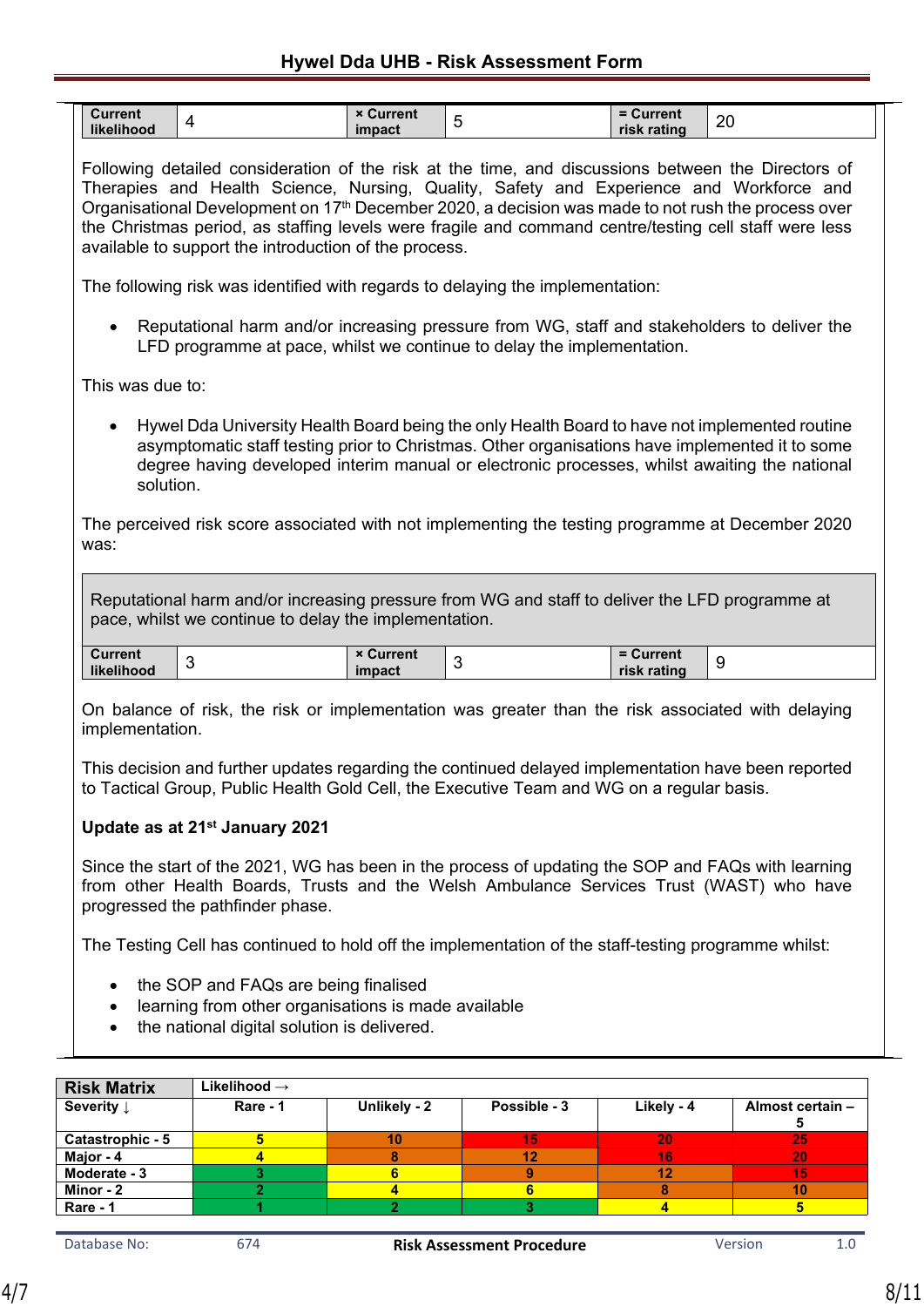| Current likelihood | 4 | × Current impact | 5 | = Current risk rating | 20 |
|---|---|---|---|---|---|

Following detailed consideration of the risk at the time, and discussions between the Directors of Therapies and Health Science, Nursing, Quality, Safety and Experience and Workforce and Organisational Development on 17th December 2020, a decision was made to not rush the process over the Christmas period, as staffing levels were fragile and command centre/testing cell staff were less available to support the introduction of the process.

The following risk was identified with regards to delaying the implementation:

- Reputational harm and/or increasing pressure from WG, staff and stakeholders to deliver the LFD programme at pace, whilst we continue to delay the implementation.

This was due to:

- Hywel Dda University Health Board being the only Health Board to have not implemented routine asymptomatic staff testing prior to Christmas. Other organisations have implemented it to some degree having developed interim manual or electronic processes, whilst awaiting the national solution.

The perceived risk score associated with not implementing the testing programme at December 2020 was:

| Reputational harm and/or increasing pressure from WG and staff to deliver the LFD programme at pace, whilst we continue to delay the implementation. | | | | | |
|---|---|---|---|---|---|
| Current likelihood | 3 | × Current impact | 3 | = Current risk rating | 9 |

On balance of risk, the risk or implementation was greater than the risk associated with delaying implementation.

This decision and further updates regarding the continued delayed implementation have been reported to Tactical Group, Public Health Gold Cell, the Executive Team and WG on a regular basis.

**Update as at 21st January 2021**

Since the start of the 2021, WG has been in the process of updating the SOP and FAQs with learning from other Health Boards, Trusts and the Welsh Ambulance Services Trust (WAST) who have progressed the pathfinder phase.

The Testing Cell has continued to hold off the implementation of the staff-testing programme whilst:

- the SOP and FAQs are being finalised
- learning from other organisations is made available
- the national digital solution is delivered.

| **Risk Matrix** | Likelihood → | | | | |
|---|---|---|---|---|---|
| **Severity ↓** | **Rare - 1** | **Unlikely - 2** | **Possible - 3** | **Likely - 4** | **Almost certain – 5** |
| **Catastrophic - 5** | 5 | 10 | 15 | 20 | 25 |
| **Major - 4** | 4 | 8 | 12 | 16 | 20 |
| **Moderate - 3** | 3 | 6 | 9 | 12 | 15 |
| **Minor - 2** | 2 | 4 | 6 | 8 | 10 |
| **Rare - 1** | 1 | 2 | 3 | 4 | 5 |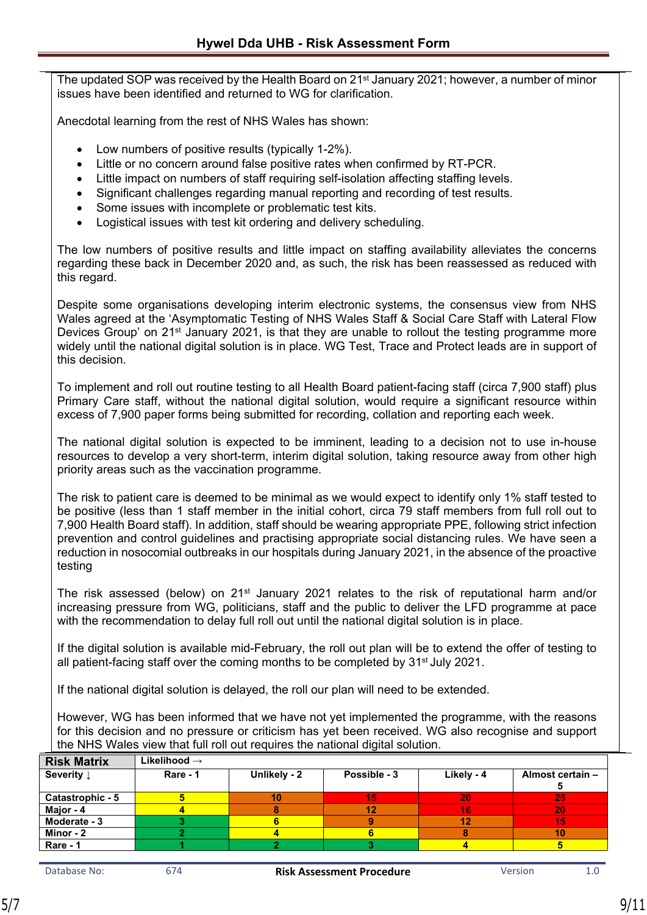The updated SOP was received by the Health Board on 21st January 2021; however, a number of minor issues have been identified and returned to WG for clarification.

Anecdotal learning from the rest of NHS Wales has shown:

- Low numbers of positive results (typically 1-2%).
- Little or no concern around false positive rates when confirmed by RT-PCR.
- Little impact on numbers of staff requiring self-isolation affecting staffing levels.
- Significant challenges regarding manual reporting and recording of test results.
- Some issues with incomplete or problematic test kits.
- Logistical issues with test kit ordering and delivery scheduling.

The low numbers of positive results and little impact on staffing availability alleviates the concerns regarding these back in December 2020 and, as such, the risk has been reassessed as reduced with this regard.

Despite some organisations developing interim electronic systems, the consensus view from NHS Wales agreed at the 'Asymptomatic Testing of NHS Wales Staff & Social Care Staff with Lateral Flow Devices Group' on 21st January 2021, is that they are unable to rollout the testing programme more widely until the national digital solution is in place. WG Test, Trace and Protect leads are in support of this decision.

To implement and roll out routine testing to all Health Board patient-facing staff (circa 7,900 staff) plus Primary Care staff, without the national digital solution, would require a significant resource within excess of 7,900 paper forms being submitted for recording, collation and reporting each week.

The national digital solution is expected to be imminent, leading to a decision not to use in-house resources to develop a very short-term, interim digital solution, taking resource away from other high priority areas such as the vaccination programme.

The risk to patient care is deemed to be minimal as we would expect to identify only 1% staff tested to be positive (less than 1 staff member in the initial cohort, circa 79 staff members from full roll out to 7,900 Health Board staff). In addition, staff should be wearing appropriate PPE, following strict infection prevention and control guidelines and practising appropriate social distancing rules. We have seen a reduction in nosocomial outbreaks in our hospitals during January 2021, in the absence of the proactive testing

The risk assessed (below) on 21st January 2021 relates to the risk of reputational harm and/or increasing pressure from WG, politicians, staff and the public to deliver the LFD programme at pace with the recommendation to delay full roll out until the national digital solution is in place.

If the digital solution is available mid-February, the roll out plan will be to extend the offer of testing to all patient-facing staff over the coming months to be completed by 31st July 2021.

If the national digital solution is delayed, the roll our plan will need to be extended.

However, WG has been informed that we have not yet implemented the programme, with the reasons for this decision and no pressure or criticism has yet been received. WG also recognise and support the NHS Wales view that full roll out requires the national digital solution.

| **Risk Matrix** | **Likelihood →** | | | | |
|---|---|---|---|---|---|
| **Severity ↓** | **Rare - 1** | **Unlikely - 2** | **Possible - 3** | **Likely - 4** | **Almost certain – 5** |
| **Catastrophic - 5** | 5 | 10 | 15 | 20 | 25 |
| **Major - 4** | 4 | 8 | 12 | 16 | 20 |
| **Moderate - 3** | 3 | 6 | 9 | 12 | 15 |
| **Minor - 2** | 2 | 4 | 6 | 8 | 10 |
| **Rare - 1** | 1 | 2 | 3 | 4 | 5 |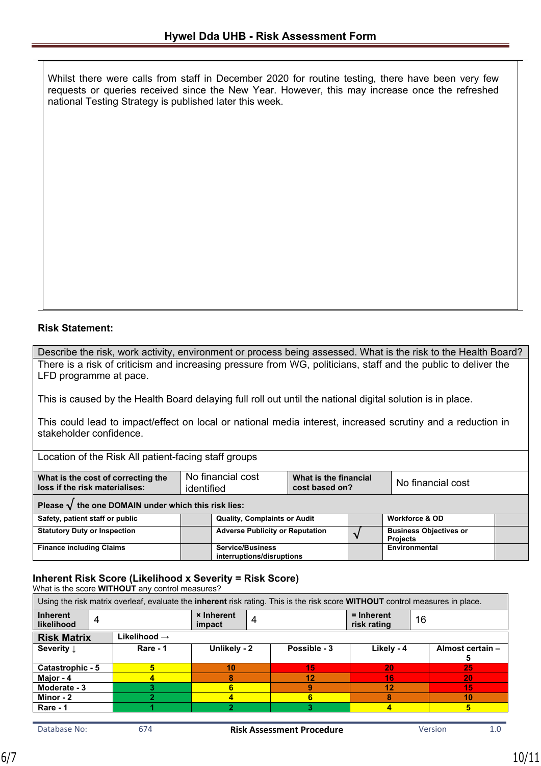Whilst there were calls from staff in December 2020 for routine testing, there have been very few requests or queries received since the New Year. However, this may increase once the refreshed national Testing Strategy is published later this week.

**Risk Statement:**

| Describe the risk, work activity, environment or process being assessed. What is the risk to the Health Board? |
|---|
| There is a risk of criticism and increasing pressure from WG, politicians, staff and the public to deliver the LFD programme at pace.<br><br>This is caused by the Health Board delaying full roll out until the national digital solution is in place.<br><br>This could lead to impact/effect on local or national media interest, increased scrutiny and a reduction in stakeholder confidence. |
| Location of the Risk All patient-facing staff groups |

| **What is the cost of correcting the loss if the risk materialises:** | No financial cost identified | **What is the financial cost based on?** | No financial cost |
|---|---|---|---|

**Please √ the one DOMAIN under which this risk lies:**

| | | | | | |
|---|---|---|---|---|---|
| **Safety, patient staff or public** | | **Quality, Complaints or Audit** | | **Workforce & OD** | |
| **Statutory Duty or Inspection** | | **Adverse Publicity or Reputation** | √ | **Business Objectives or Projects** | |
| **Finance including Claims** | | **Service/Business interruptions/disruptions** | | **Environmental** | |

### Inherent Risk Score (Likelihood x Severity = Risk Score)

What is the score **WITHOUT** any control measures?

Using the risk matrix overleaf, evaluate the **inherent** risk rating. This is the risk score **WITHOUT** control measures in place.

| **Inherent likelihood** | 4 | **× Inherent impact** | 4 | **= Inherent risk rating** | 16 |
|---|---|---|---|---|---|

| **Risk Matrix** | **Likelihood →** | | | | |
|---|---|---|---|---|---|
| **Severity ↓** | **Rare - 1** | **Unlikely - 2** | **Possible - 3** | **Likely - 4** | **Almost certain – 5** |
| **Catastrophic - 5** | 5 | 10 | 15 | 20 | 25 |
| **Major - 4** | 4 | 8 | 12 | 16 | 20 |
| **Moderate - 3** | 3 | 6 | 9 | 12 | 15 |
| **Minor - 2** | 2 | 4 | 6 | 8 | 10 |
| **Rare - 1** | 1 | 2 | 3 | 4 | 5 |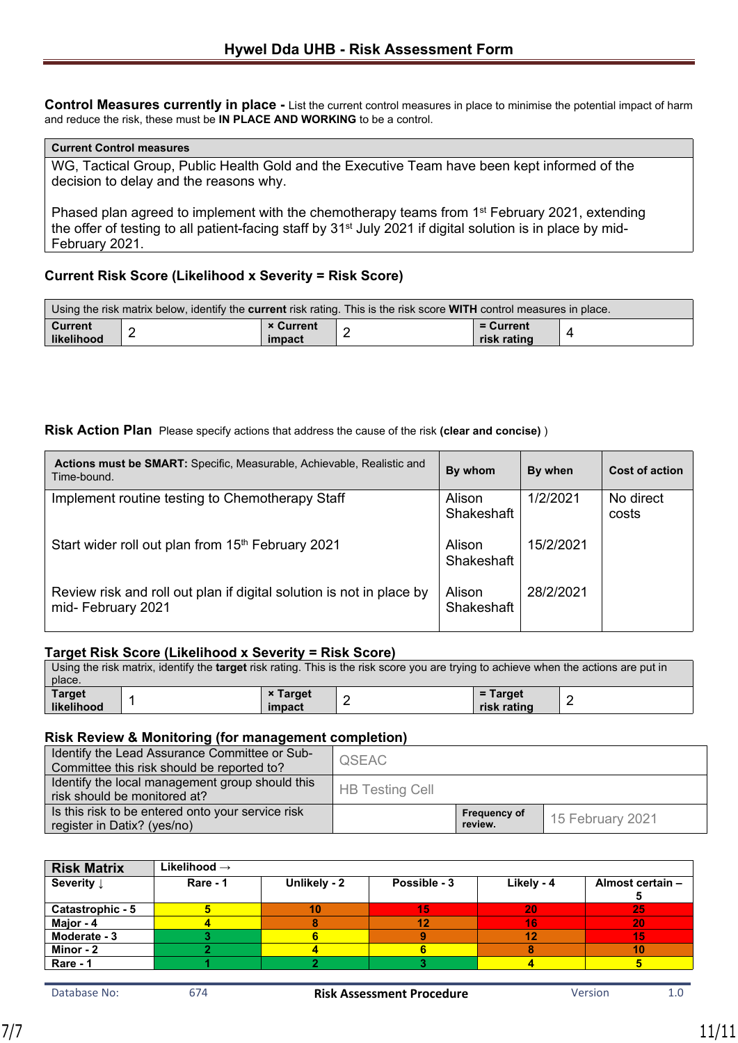## Hywel Dda UHB - Risk Assessment Form

**Control Measures currently in place -** List the current control measures in place to minimise the potential impact of harm and reduce the risk, these must be **IN PLACE AND WORKING** to be a control.

| **Current Control measures** |
|---|
| WG, Tactical Group, Public Health Gold and the Executive Team have been kept informed of the decision to delay and the reasons why.<br><br>Phased plan agreed to implement with the chemotherapy teams from 1st February 2021, extending the offer of testing to all patient-facing staff by 31st July 2021 if digital solution is in place by mid-February 2021. |

### Current Risk Score (Likelihood x Severity = Risk Score)

| Using the risk matrix below, identify the **current** risk rating. This is the risk score **WITH** control measures in place. | | | | | |
|---|---|---|---|---|---|
| **Current likelihood** | 2 | **× Current impact** | 2 | **= Current risk rating** | 4 |

### Risk Action Plan

Please specify actions that address the cause of the risk **(clear and concise)** )

| **Actions must be SMART:** Specific, Measurable, Achievable, Realistic and Time-bound. | **By whom** | **By when** | **Cost of action** |
|---|---|---|---|
| Implement routine testing to Chemotherapy Staff | Alison Shakeshaft | 1/2/2021 | No direct costs |
| Start wider roll out plan from 15th February 2021 | Alison Shakeshaft | 15/2/2021 | |
| Review risk and roll out plan if digital solution is not in place by mid- February 2021 | Alison Shakeshaft | 28/2/2021 | |

### Target Risk Score (Likelihood x Severity = Risk Score)

| Using the risk matrix, identify the **target** risk rating. This is the risk score you are trying to achieve when the actions are put in place. | | | | | |
|---|---|---|---|---|---|
| **Target likelihood** | 1 | **× Target impact** | 2 | **= Target risk rating** | 2 |

### Risk Review & Monitoring (for management completion)

| | | | |
|---|---|---|---|
| Identify the Lead Assurance Committee or Sub-Committee this risk should be reported to? | QSEAC | | |
| Identify the local management group should this risk should be monitored at? | HB Testing Cell | | |
| Is this risk to be entered onto your service risk register in Datix? (yes/no) | | **Frequency of review.** | 15 February 2021 |

| **Risk Matrix** | **Likelihood →** | | | | |
|---|---|---|---|---|---|
| **Severity ↓** | **Rare - 1** | **Unlikely - 2** | **Possible - 3** | **Likely - 4** | **Almost certain – 5** |
| **Catastrophic - 5** | 5 | 10 | 15 | 20 | 25 |
| **Major - 4** | 4 | 8 | 12 | 16 | 20 |
| **Moderate - 3** | 3 | 6 | 9 | 12 | 15 |
| **Minor - 2** | 2 | 4 | 6 | 8 | 10 |
| **Rare - 1** | 1 | 2 | 3 | 4 | 5 |

Database No: 674 **Risk Assessment Procedure** Version 1.0